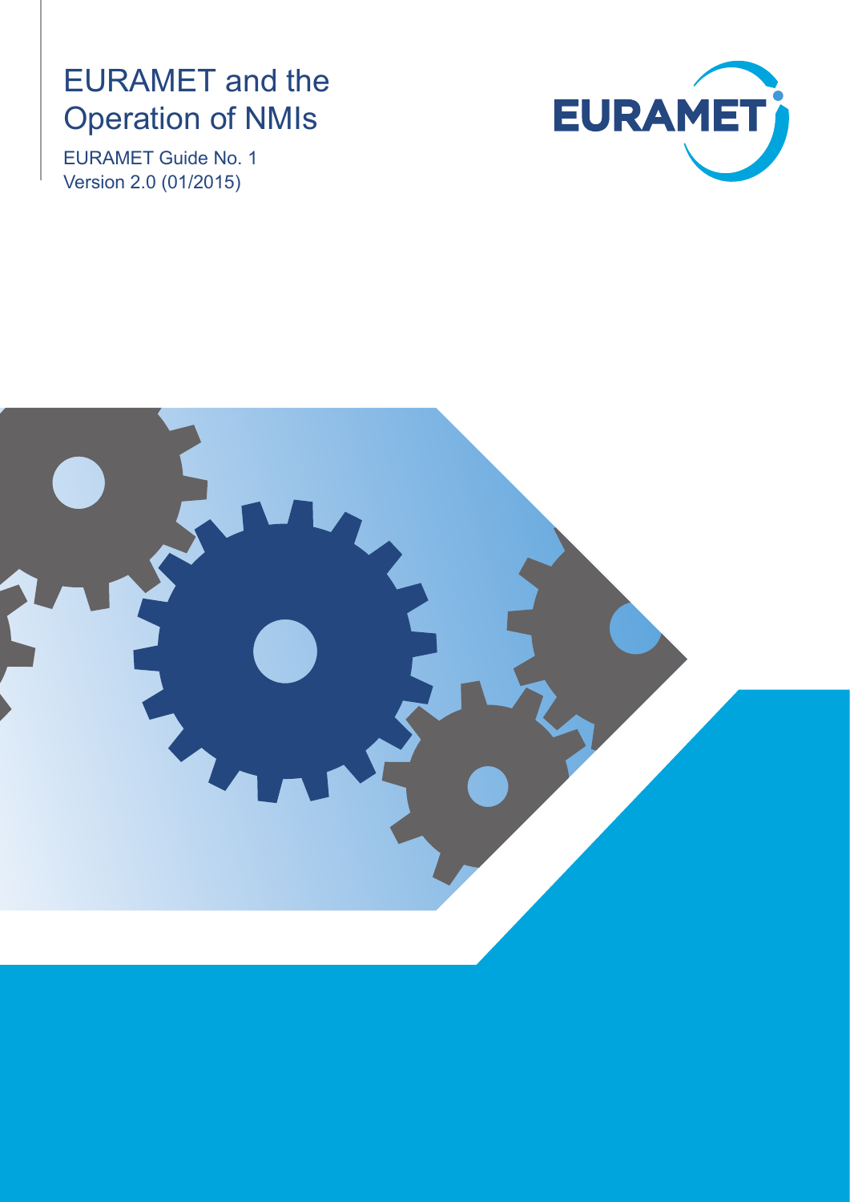# EURAMET and the Operation of NMIs

EURAMET Guide No. 1
Version 2.0 (01/2015)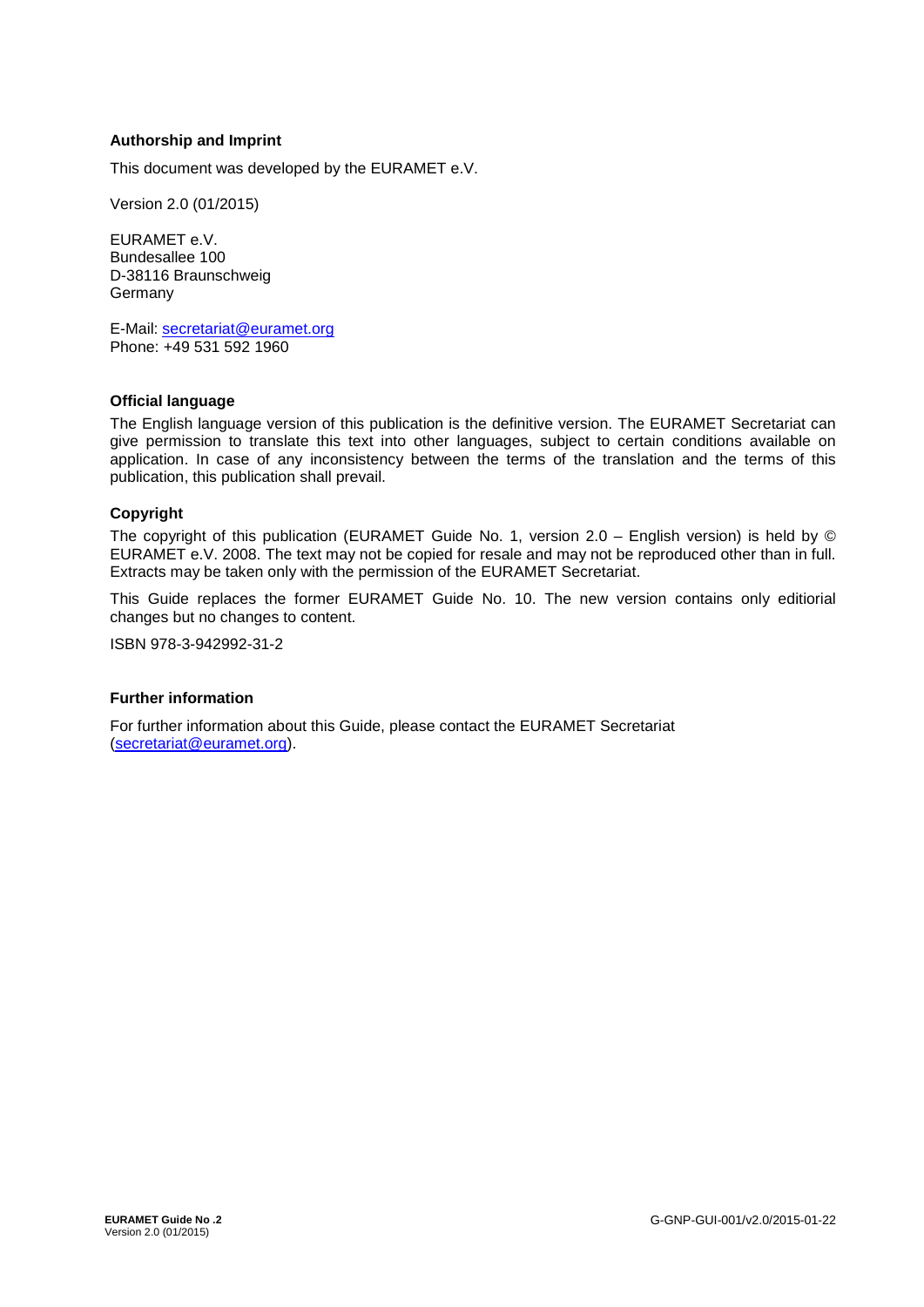**Authorship and Imprint**

This document was developed by the EURAMET e.V.

Version 2.0 (01/2015)

EURAMET e.V.
Bundesallee 100
D-38116 Braunschweig
Germany

E-Mail: secretariat@euramet.org
Phone: +49 531 592 1960

**Official language**

The English language version of this publication is the definitive version. The EURAMET Secretariat can give permission to translate this text into other languages, subject to certain conditions available on application. In case of any inconsistency between the terms of the translation and the terms of this publication, this publication shall prevail.

**Copyright**

The copyright of this publication (EURAMET Guide No. 1, version 2.0 – English version) is held by © EURAMET e.V. 2008. The text may not be copied for resale and may not be reproduced other than in full. Extracts may be taken only with the permission of the EURAMET Secretariat.

This Guide replaces the former EURAMET Guide No. 10. The new version contains only editiorial changes but no changes to content.

ISBN 978-3-942992-31-2

**Further information**

For further information about this Guide, please contact the EURAMET Secretariat (secretariat@euramet.org).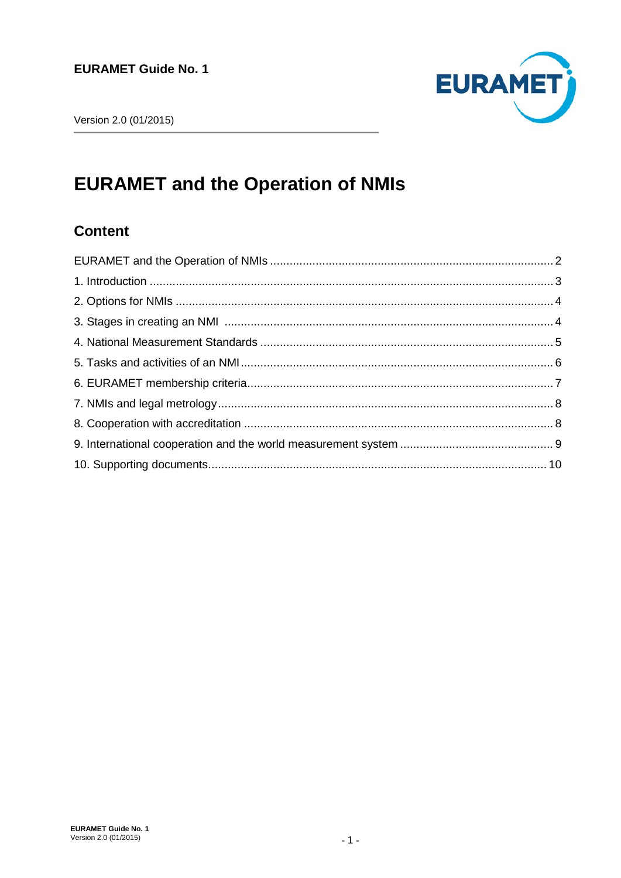**EURAMET Guide No. 1**

Version 2.0 (01/2015)

# EURAMET and the Operation of NMIs

## Content

EURAMET and the Operation of NMIs ........................................................ 2
1. Introduction ........................................................ 3
2. Options for NMIs ........................................................ 4
3. Stages in creating an NMI ........................................................ 4
4. National Measurement Standards ........................................................ 5
5. Tasks and activities of an NMI ........................................................ 6
6. EURAMET membership criteria ........................................................ 7
7. NMIs and legal metrology ........................................................ 8
8. Cooperation with accreditation ........................................................ 8
9. International cooperation and the world measurement system ........................................................ 9
10. Supporting documents ........................................................ 10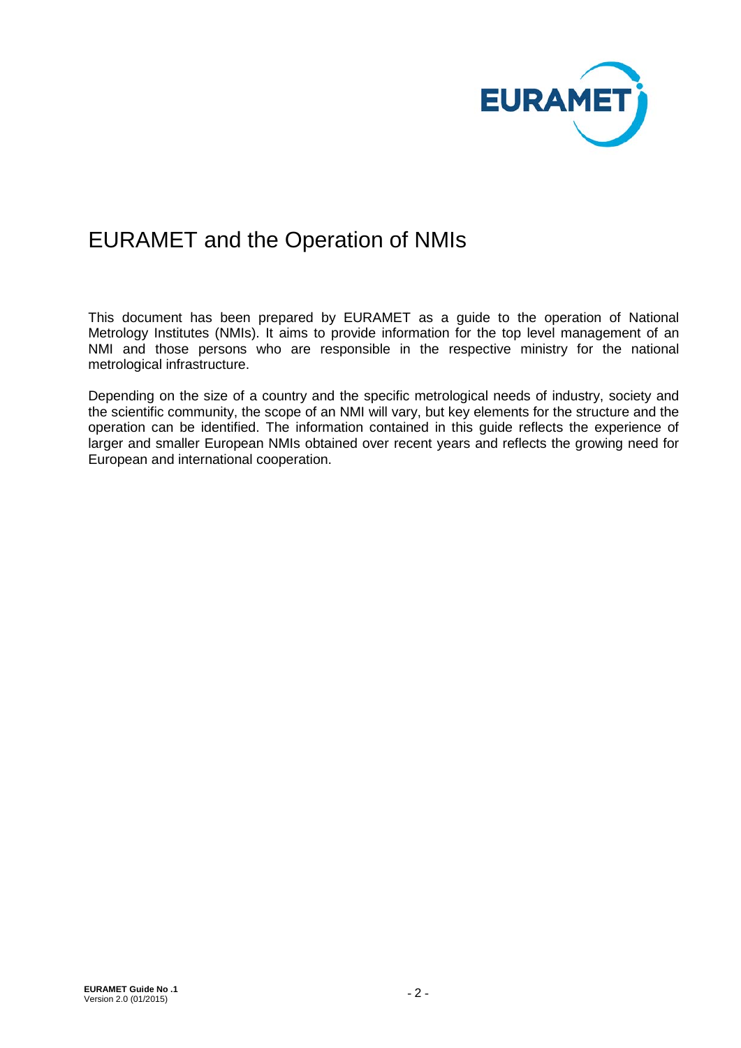# EURAMET and the Operation of NMIs

This document has been prepared by EURAMET as a guide to the operation of National Metrology Institutes (NMIs). It aims to provide information for the top level management of an NMI and those persons who are responsible in the respective ministry for the national metrological infrastructure.

Depending on the size of a country and the specific metrological needs of industry, society and the scientific community, the scope of an NMI will vary, but key elements for the structure and the operation can be identified. The information contained in this guide reflects the experience of larger and smaller European NMIs obtained over recent years and reflects the growing need for European and international cooperation.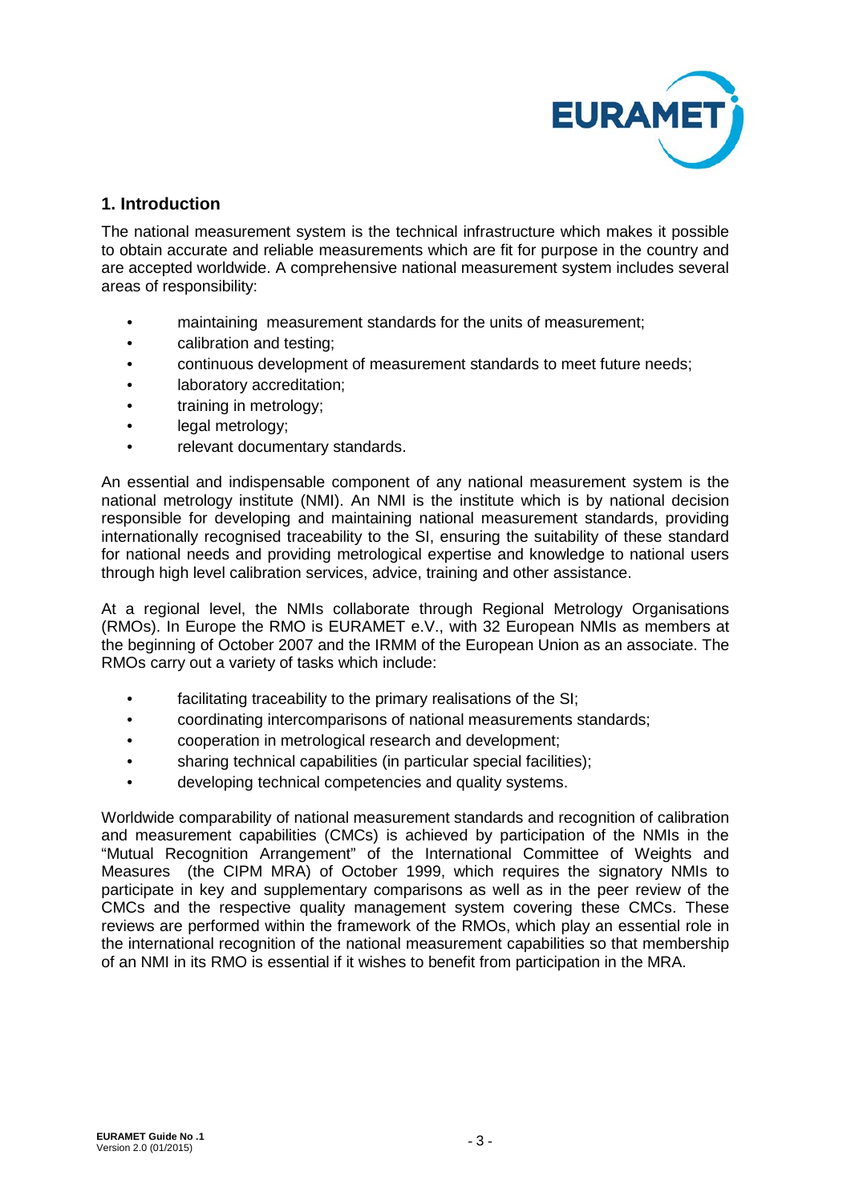## 1. Introduction

The national measurement system is the technical infrastructure which makes it possible to obtain accurate and reliable measurements which are fit for purpose in the country and are accepted worldwide. A comprehensive national measurement system includes several areas of responsibility:

- maintaining measurement standards for the units of measurement;
- calibration and testing;
- continuous development of measurement standards to meet future needs;
- laboratory accreditation;
- training in metrology;
- legal metrology;
- relevant documentary standards.

An essential and indispensable component of any national measurement system is the national metrology institute (NMI). An NMI is the institute which is by national decision responsible for developing and maintaining national measurement standards, providing internationally recognised traceability to the SI, ensuring the suitability of these standard for national needs and providing metrological expertise and knowledge to national users through high level calibration services, advice, training and other assistance.

At a regional level, the NMIs collaborate through Regional Metrology Organisations (RMOs). In Europe the RMO is EURAMET e.V., with 32 European NMIs as members at the beginning of October 2007 and the IRMM of the European Union as an associate. The RMOs carry out a variety of tasks which include:

- facilitating traceability to the primary realisations of the SI;
- coordinating intercomparisons of national measurements standards;
- cooperation in metrological research and development;
- sharing technical capabilities (in particular special facilities);
- developing technical competencies and quality systems.

Worldwide comparability of national measurement standards and recognition of calibration and measurement capabilities (CMCs) is achieved by participation of the NMIs in the "Mutual Recognition Arrangement" of the International Committee of Weights and Measures (the CIPM MRA) of October 1999, which requires the signatory NMIs to participate in key and supplementary comparisons as well as in the peer review of the CMCs and the respective quality management system covering these CMCs. These reviews are performed within the framework of the RMOs, which play an essential role in the international recognition of the national measurement capabilities so that membership of an NMI in its RMO is essential if it wishes to benefit from participation in the MRA.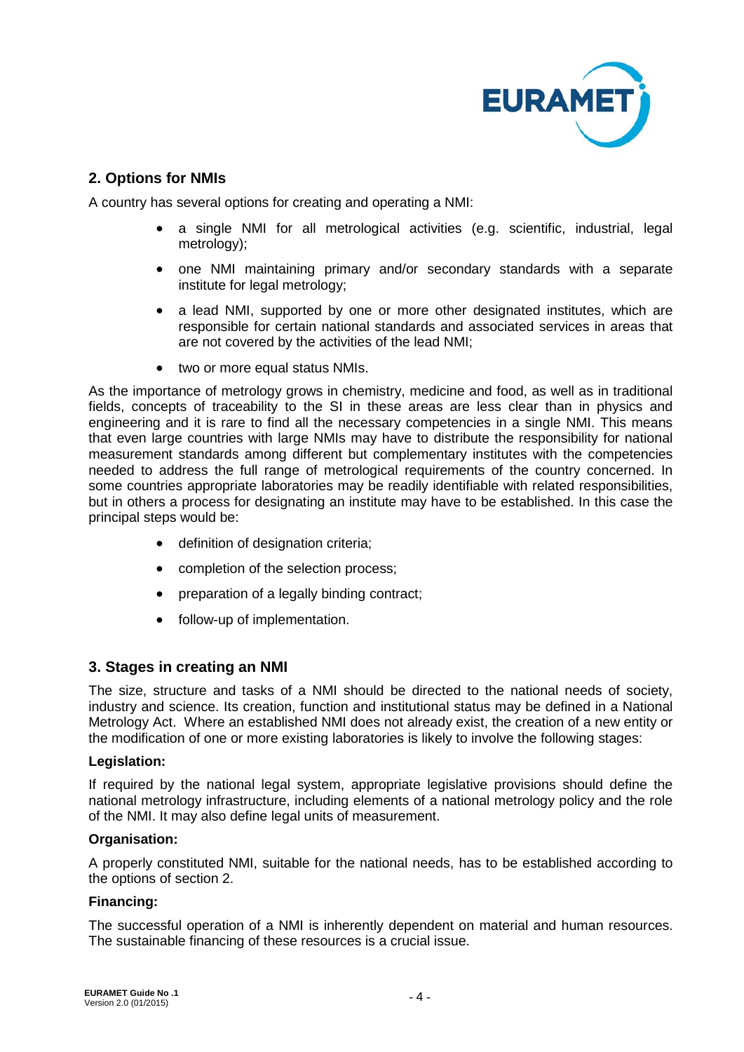## 2. Options for NMIs

A country has several options for creating and operating a NMI:

- a single NMI for all metrological activities (e.g. scientific, industrial, legal metrology);
- one NMI maintaining primary and/or secondary standards with a separate institute for legal metrology;
- a lead NMI, supported by one or more other designated institutes, which are responsible for certain national standards and associated services in areas that are not covered by the activities of the lead NMI;
- two or more equal status NMIs.

As the importance of metrology grows in chemistry, medicine and food, as well as in traditional fields, concepts of traceability to the SI in these areas are less clear than in physics and engineering and it is rare to find all the necessary competencies in a single NMI. This means that even large countries with large NMIs may have to distribute the responsibility for national measurement standards among different but complementary institutes with the competencies needed to address the full range of metrological requirements of the country concerned. In some countries appropriate laboratories may be readily identifiable with related responsibilities, but in others a process for designating an institute may have to be established. In this case the principal steps would be:

- definition of designation criteria;
- completion of the selection process;
- preparation of a legally binding contract;
- follow-up of implementation.

## 3. Stages in creating an NMI

The size, structure and tasks of a NMI should be directed to the national needs of society, industry and science. Its creation, function and institutional status may be defined in a National Metrology Act. Where an established NMI does not already exist, the creation of a new entity or the modification of one or more existing laboratories is likely to involve the following stages:

**Legislation:**

If required by the national legal system, appropriate legislative provisions should define the national metrology infrastructure, including elements of a national metrology policy and the role of the NMI. It may also define legal units of measurement.

**Organisation:**

A properly constituted NMI, suitable for the national needs, has to be established according to the options of section 2.

**Financing:**

The successful operation of a NMI is inherently dependent on material and human resources. The sustainable financing of these resources is a crucial issue.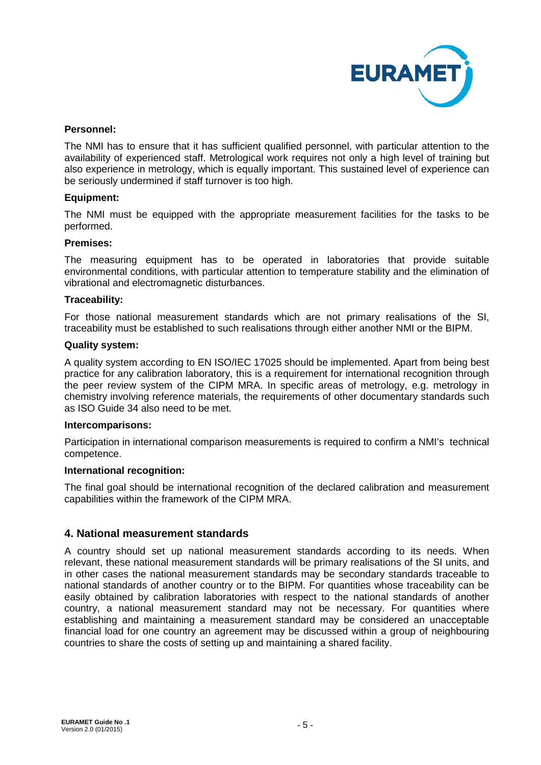**Personnel:**

The NMI has to ensure that it has sufficient qualified personnel, with particular attention to the availability of experienced staff. Metrological work requires not only a high level of training but also experience in metrology, which is equally important. This sustained level of experience can be seriously undermined if staff turnover is too high.

**Equipment:**

The NMI must be equipped with the appropriate measurement facilities for the tasks to be performed.

**Premises:**

The measuring equipment has to be operated in laboratories that provide suitable environmental conditions, with particular attention to temperature stability and the elimination of vibrational and electromagnetic disturbances.

**Traceability:**

For those national measurement standards which are not primary realisations of the SI, traceability must be established to such realisations through either another NMI or the BIPM.

**Quality system:**

A quality system according to EN ISO/IEC 17025 should be implemented. Apart from being best practice for any calibration laboratory, this is a requirement for international recognition through the peer review system of the CIPM MRA. In specific areas of metrology, e.g. metrology in chemistry involving reference materials, the requirements of other documentary standards such as ISO Guide 34 also need to be met.

**Intercomparisons:**

Participation in international comparison measurements is required to confirm a NMI's technical competence.

**International recognition:**

The final goal should be international recognition of the declared calibration and measurement capabilities within the framework of the CIPM MRA.

## 4. National measurement standards

A country should set up national measurement standards according to its needs. When relevant, these national measurement standards will be primary realisations of the SI units, and in other cases the national measurement standards may be secondary standards traceable to national standards of another country or to the BIPM. For quantities whose traceability can be easily obtained by calibration laboratories with respect to the national standards of another country, a national measurement standard may not be necessary. For quantities where establishing and maintaining a measurement standard may be considered an unacceptable financial load for one country an agreement may be discussed within a group of neighbouring countries to share the costs of setting up and maintaining a shared facility.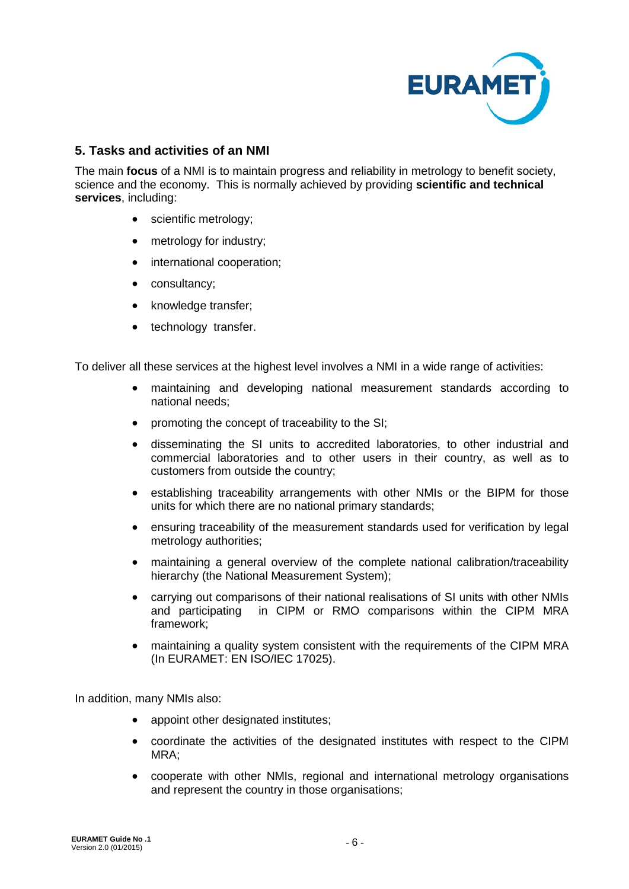## 5. Tasks and activities of an NMI

The main **focus** of a NMI is to maintain progress and reliability in metrology to benefit society, science and the economy. This is normally achieved by providing **scientific and technical services**, including:

- scientific metrology;
- metrology for industry;
- international cooperation;
- consultancy;
- knowledge transfer;
- technology transfer.

To deliver all these services at the highest level involves a NMI in a wide range of activities:

- maintaining and developing national measurement standards according to national needs;
- promoting the concept of traceability to the SI;
- disseminating the SI units to accredited laboratories, to other industrial and commercial laboratories and to other users in their country, as well as to customers from outside the country;
- establishing traceability arrangements with other NMIs or the BIPM for those units for which there are no national primary standards;
- ensuring traceability of the measurement standards used for verification by legal metrology authorities;
- maintaining a general overview of the complete national calibration/traceability hierarchy (the National Measurement System);
- carrying out comparisons of their national realisations of SI units with other NMIs and participating in CIPM or RMO comparisons within the CIPM MRA framework;
- maintaining a quality system consistent with the requirements of the CIPM MRA (In EURAMET: EN ISO/IEC 17025).

In addition, many NMIs also:

- appoint other designated institutes;
- coordinate the activities of the designated institutes with respect to the CIPM MRA;
- cooperate with other NMIs, regional and international metrology organisations and represent the country in those organisations;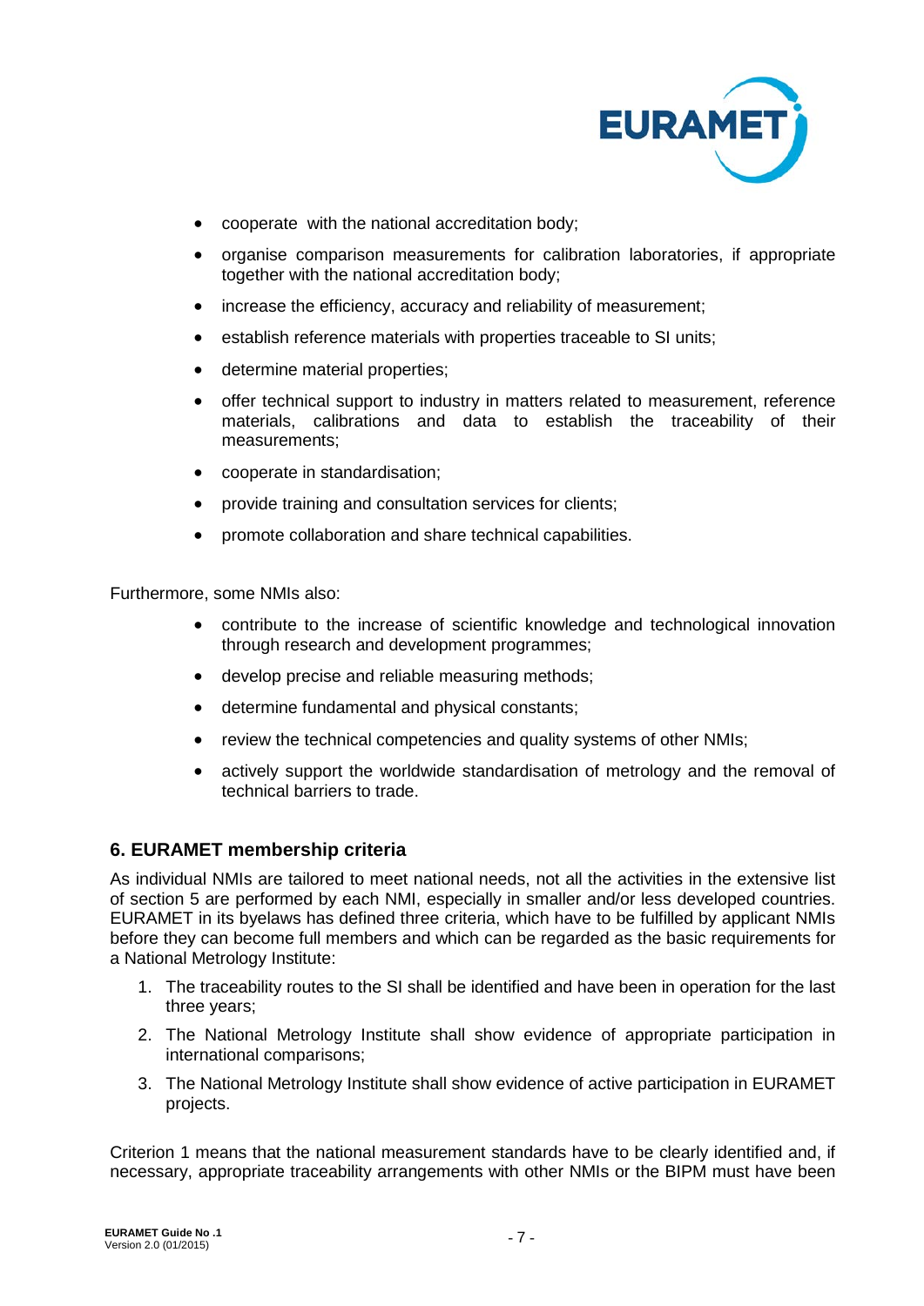- cooperate with the national accreditation body;
- organise comparison measurements for calibration laboratories, if appropriate together with the national accreditation body;
- increase the efficiency, accuracy and reliability of measurement;
- establish reference materials with properties traceable to SI units;
- determine material properties;
- offer technical support to industry in matters related to measurement, reference materials, calibrations and data to establish the traceability of their measurements;
- cooperate in standardisation;
- provide training and consultation services for clients;
- promote collaboration and share technical capabilities.

Furthermore, some NMIs also:

- contribute to the increase of scientific knowledge and technological innovation through research and development programmes;
- develop precise and reliable measuring methods;
- determine fundamental and physical constants;
- review the technical competencies and quality systems of other NMIs;
- actively support the worldwide standardisation of metrology and the removal of technical barriers to trade.

## 6. EURAMET membership criteria

As individual NMIs are tailored to meet national needs, not all the activities in the extensive list of section 5 are performed by each NMI, especially in smaller and/or less developed countries. EURAMET in its byelaws has defined three criteria, which have to be fulfilled by applicant NMIs before they can become full members and which can be regarded as the basic requirements for a National Metrology Institute:

1. The traceability routes to the SI shall be identified and have been in operation for the last three years;
2. The National Metrology Institute shall show evidence of appropriate participation in international comparisons;
3. The National Metrology Institute shall show evidence of active participation in EURAMET projects.

Criterion 1 means that the national measurement standards have to be clearly identified and, if necessary, appropriate traceability arrangements with other NMIs or the BIPM must have been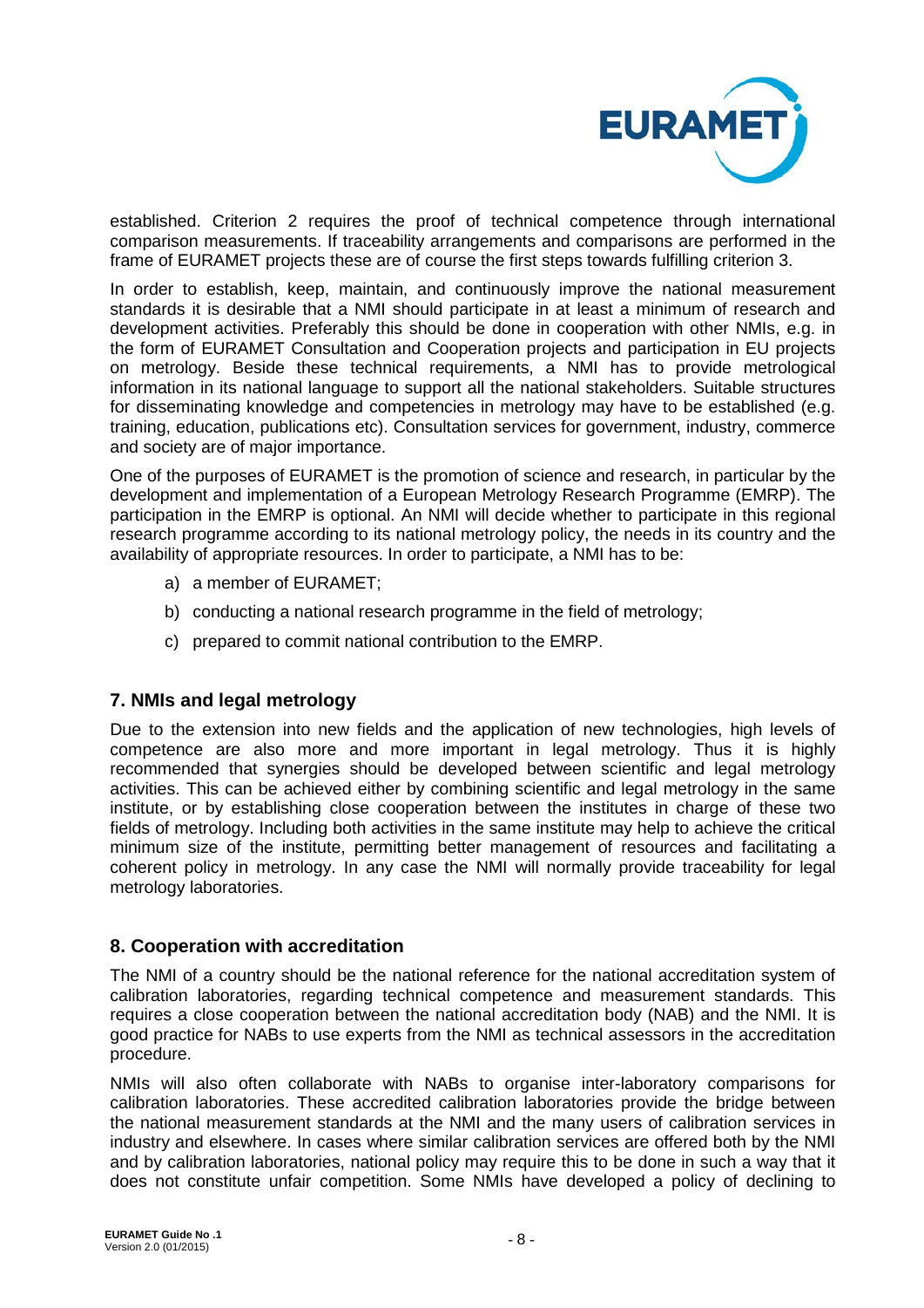established. Criterion 2 requires the proof of technical competence through international comparison measurements. If traceability arrangements and comparisons are performed in the frame of EURAMET projects these are of course the first steps towards fulfilling criterion 3.

In order to establish, keep, maintain, and continuously improve the national measurement standards it is desirable that a NMI should participate in at least a minimum of research and development activities. Preferably this should be done in cooperation with other NMIs, e.g. in the form of EURAMET Consultation and Cooperation projects and participation in EU projects on metrology. Beside these technical requirements, a NMI has to provide metrological information in its national language to support all the national stakeholders. Suitable structures for disseminating knowledge and competencies in metrology may have to be established (e.g. training, education, publications etc). Consultation services for government, industry, commerce and society are of major importance.

One of the purposes of EURAMET is the promotion of science and research, in particular by the development and implementation of a European Metrology Research Programme (EMRP). The participation in the EMRP is optional. An NMI will decide whether to participate in this regional research programme according to its national metrology policy, the needs in its country and the availability of appropriate resources. In order to participate, a NMI has to be:

a) a member of EURAMET;

b) conducting a national research programme in the field of metrology;

c) prepared to commit national contribution to the EMRP.

## 7. NMIs and legal metrology

Due to the extension into new fields and the application of new technologies, high levels of competence are also more and more important in legal metrology. Thus it is highly recommended that synergies should be developed between scientific and legal metrology activities. This can be achieved either by combining scientific and legal metrology in the same institute, or by establishing close cooperation between the institutes in charge of these two fields of metrology. Including both activities in the same institute may help to achieve the critical minimum size of the institute, permitting better management of resources and facilitating a coherent policy in metrology. In any case the NMI will normally provide traceability for legal metrology laboratories.

## 8. Cooperation with accreditation

The NMI of a country should be the national reference for the national accreditation system of calibration laboratories, regarding technical competence and measurement standards. This requires a close cooperation between the national accreditation body (NAB) and the NMI. It is good practice for NABs to use experts from the NMI as technical assessors in the accreditation procedure.

NMIs will also often collaborate with NABs to organise inter-laboratory comparisons for calibration laboratories. These accredited calibration laboratories provide the bridge between the national measurement standards at the NMI and the many users of calibration services in industry and elsewhere. In cases where similar calibration services are offered both by the NMI and by calibration laboratories, national policy may require this to be done in such a way that it does not constitute unfair competition. Some NMIs have developed a policy of declining to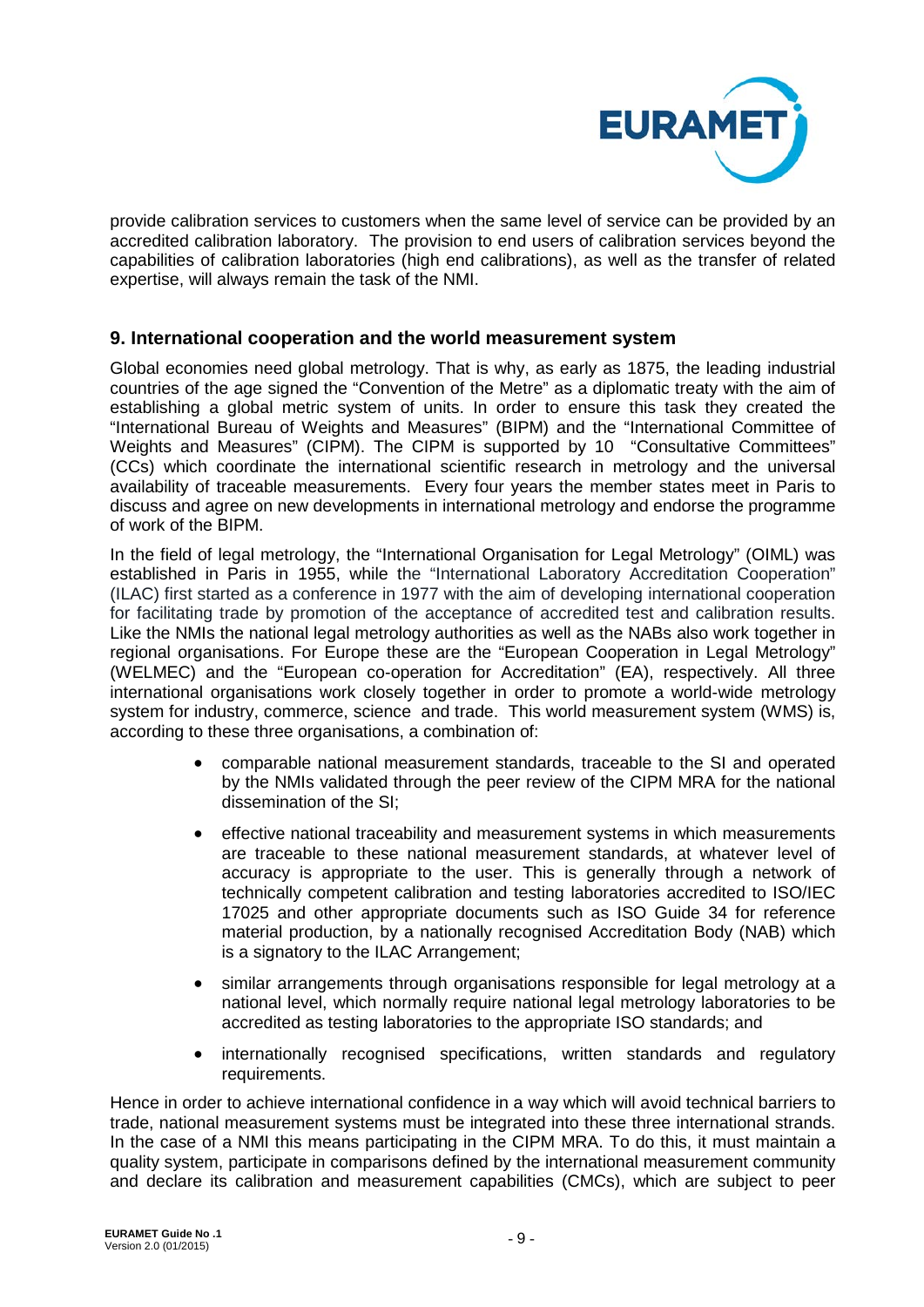provide calibration services to customers when the same level of service can be provided by an accredited calibration laboratory. The provision to end users of calibration services beyond the capabilities of calibration laboratories (high end calibrations), as well as the transfer of related expertise, will always remain the task of the NMI.

## 9. International cooperation and the world measurement system

Global economies need global metrology. That is why, as early as 1875, the leading industrial countries of the age signed the "Convention of the Metre" as a diplomatic treaty with the aim of establishing a global metric system of units. In order to ensure this task they created the "International Bureau of Weights and Measures" (BIPM) and the "International Committee of Weights and Measures" (CIPM). The CIPM is supported by 10 "Consultative Committees" (CCs) which coordinate the international scientific research in metrology and the universal availability of traceable measurements. Every four years the member states meet in Paris to discuss and agree on new developments in international metrology and endorse the programme of work of the BIPM.

In the field of legal metrology, the "International Organisation for Legal Metrology" (OIML) was established in Paris in 1955, while the "International Laboratory Accreditation Cooperation" (ILAC) first started as a conference in 1977 with the aim of developing international cooperation for facilitating trade by promotion of the acceptance of accredited test and calibration results. Like the NMIs the national legal metrology authorities as well as the NABs also work together in regional organisations. For Europe these are the "European Cooperation in Legal Metrology" (WELMEC) and the "European co-operation for Accreditation" (EA), respectively. All three international organisations work closely together in order to promote a world-wide metrology system for industry, commerce, science and trade. This world measurement system (WMS) is, according to these three organisations, a combination of:

- comparable national measurement standards, traceable to the SI and operated by the NMIs validated through the peer review of the CIPM MRA for the national dissemination of the SI;
- effective national traceability and measurement systems in which measurements are traceable to these national measurement standards, at whatever level of accuracy is appropriate to the user. This is generally through a network of technically competent calibration and testing laboratories accredited to ISO/IEC 17025 and other appropriate documents such as ISO Guide 34 for reference material production, by a nationally recognised Accreditation Body (NAB) which is a signatory to the ILAC Arrangement;
- similar arrangements through organisations responsible for legal metrology at a national level, which normally require national legal metrology laboratories to be accredited as testing laboratories to the appropriate ISO standards; and
- internationally recognised specifications, written standards and regulatory requirements.

Hence in order to achieve international confidence in a way which will avoid technical barriers to trade, national measurement systems must be integrated into these three international strands. In the case of a NMI this means participating in the CIPM MRA. To do this, it must maintain a quality system, participate in comparisons defined by the international measurement community and declare its calibration and measurement capabilities (CMCs), which are subject to peer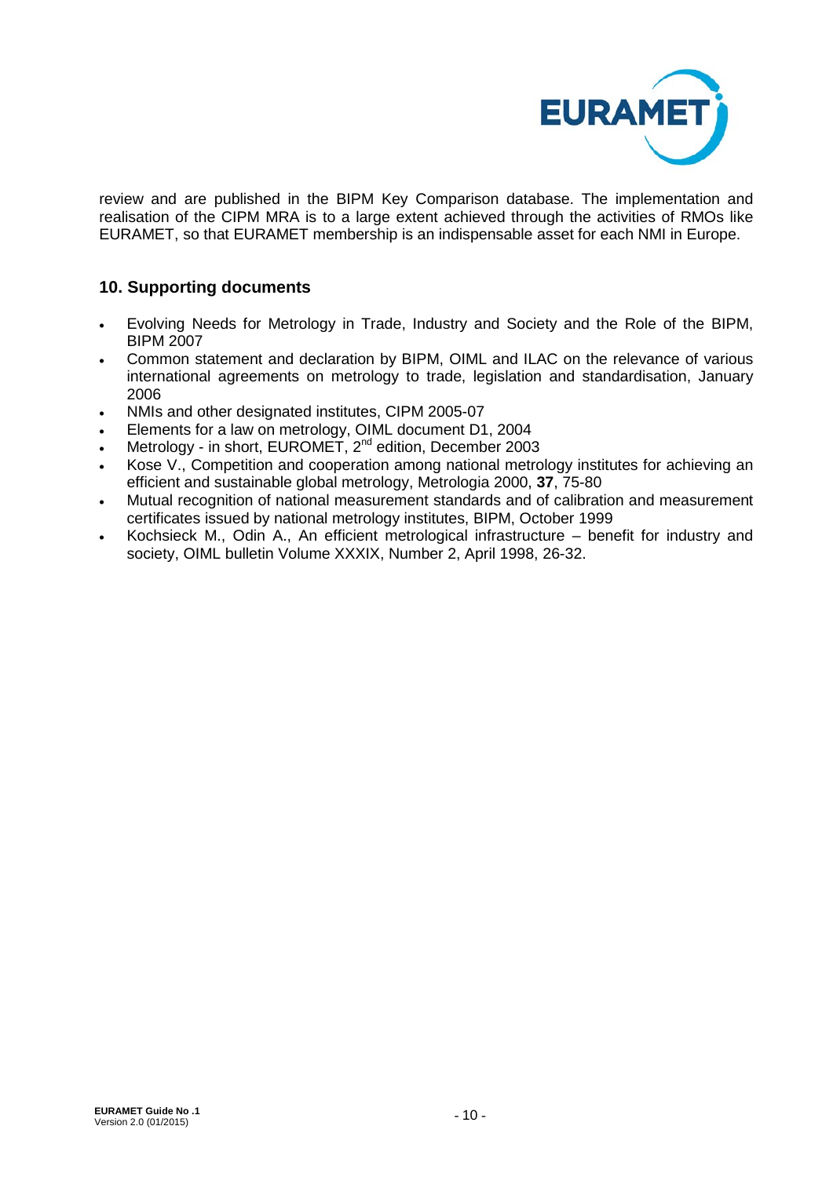review and are published in the BIPM Key Comparison database. The implementation and realisation of the CIPM MRA is to a large extent achieved through the activities of RMOs like EURAMET, so that EURAMET membership is an indispensable asset for each NMI in Europe.

## 10. Supporting documents

- Evolving Needs for Metrology in Trade, Industry and Society and the Role of the BIPM, BIPM 2007
- Common statement and declaration by BIPM, OIML and ILAC on the relevance of various international agreements on metrology to trade, legislation and standardisation, January 2006
- NMIs and other designated institutes, CIPM 2005-07
- Elements for a law on metrology, OIML document D1, 2004
- Metrology - in short, EUROMET, 2nd edition, December 2003
- Kose V., Competition and cooperation among national metrology institutes for achieving an efficient and sustainable global metrology, Metrologia 2000, **37**, 75-80
- Mutual recognition of national measurement standards and of calibration and measurement certificates issued by national metrology institutes, BIPM, October 1999
- Kochsieck M., Odin A., An efficient metrological infrastructure – benefit for industry and society, OIML bulletin Volume XXXIX, Number 2, April 1998, 26-32.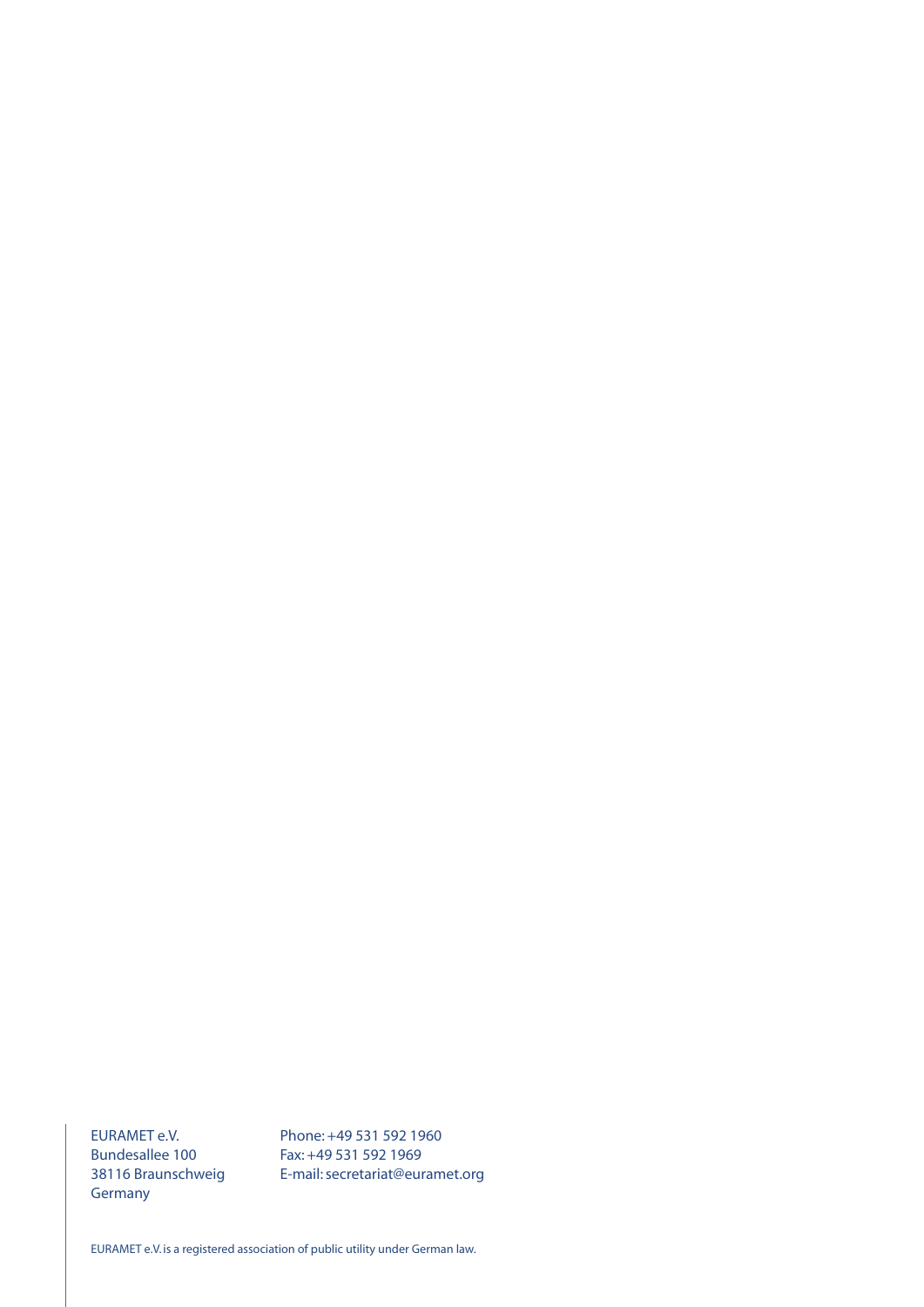EURAMET e.V.
Bundesallee 100
38116 Braunschweig
Germany

Phone: +49 531 592 1960
Fax: +49 531 592 1969
E-mail: secretariat@euramet.org

EURAMET e.V. is a registered association of public utility under German law.